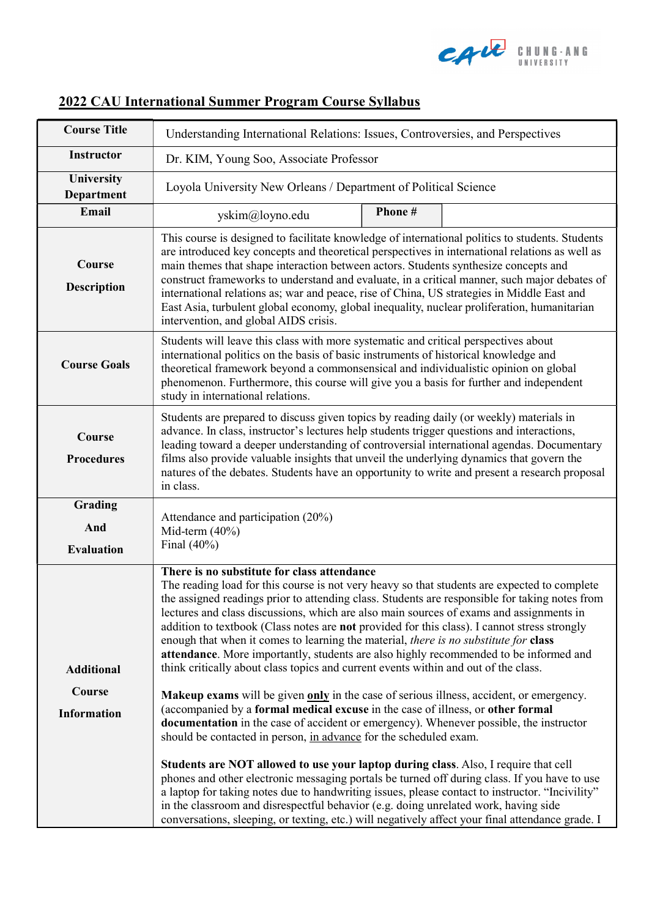## 2022 CAU International Summer Program Course Syllabus

| **Course Title** | Understanding International Relations: Issues, Controversies, and Perspectives | | |
|---|---|---|---|
| **Instructor** | Dr. KIM, Young Soo, Associate Professor | | |
| **University Department** | Loyola University New Orleans / Department of Political Science | | |
| **Email** | yskim@loyno.edu | **Phone #** | |
| **Course Description** | This course is designed to facilitate knowledge of international politics to students. Students are introduced key concepts and theoretical perspectives in international relations as well as main themes that shape interaction between actors. Students synthesize concepts and construct frameworks to understand and evaluate, in a critical manner, such major debates of international relations as; war and peace, rise of China, US strategies in Middle East and East Asia, turbulent global economy, global inequality, nuclear proliferation, humanitarian intervention, and global AIDS crisis. | | |
| **Course Goals** | Students will leave this class with more systematic and critical perspectives about international politics on the basis of basic instruments of historical knowledge and theoretical framework beyond a commonsensical and individualistic opinion on global phenomenon. Furthermore, this course will give you a basis for further and independent study in international relations. | | |
| **Course Procedures** | Students are prepared to discuss given topics by reading daily (or weekly) materials in advance. In class, instructor's lectures help students trigger questions and interactions, leading toward a deeper understanding of controversial international agendas. Documentary films also provide valuable insights that unveil the underlying dynamics that govern the natures of the debates. Students have an opportunity to write and present a research proposal in class. | | |
| **Grading And Evaluation** | Attendance and participation (20%)<br>Mid-term (40%)<br>Final (40%) | | |
| **Additional Course Information** | **There is no substitute for class attendance**<br>The reading load for this course is not very heavy so that students are expected to complete the assigned readings prior to attending class. Students are responsible for taking notes from lectures and class discussions, which are also main sources of exams and assignments in addition to textbook (Class notes are **not** provided for this class). I cannot stress strongly enough that when it comes to learning the material, *there is no substitute for* **class attendance**. More importantly, students are also highly recommended to be informed and think critically about class topics and current events within and out of the class.<br><br>**Makeup exams** will be given **only** in the case of serious illness, accident, or emergency. (accompanied by a **formal medical excuse** in the case of illness, or **other formal documentation** in the case of accident or emergency). Whenever possible, the instructor should be contacted in person, in advance for the scheduled exam.<br><br>**Students are NOT allowed to use your laptop during class**. Also, I require that cell phones and other electronic messaging portals be turned off during class. If you have to use a laptop for taking notes due to handwriting issues, please contact to instructor. "Incivility" in the classroom and disrespectful behavior (e.g. doing unrelated work, having side conversations, sleeping, or texting, etc.) will negatively affect your final attendance grade. I | | |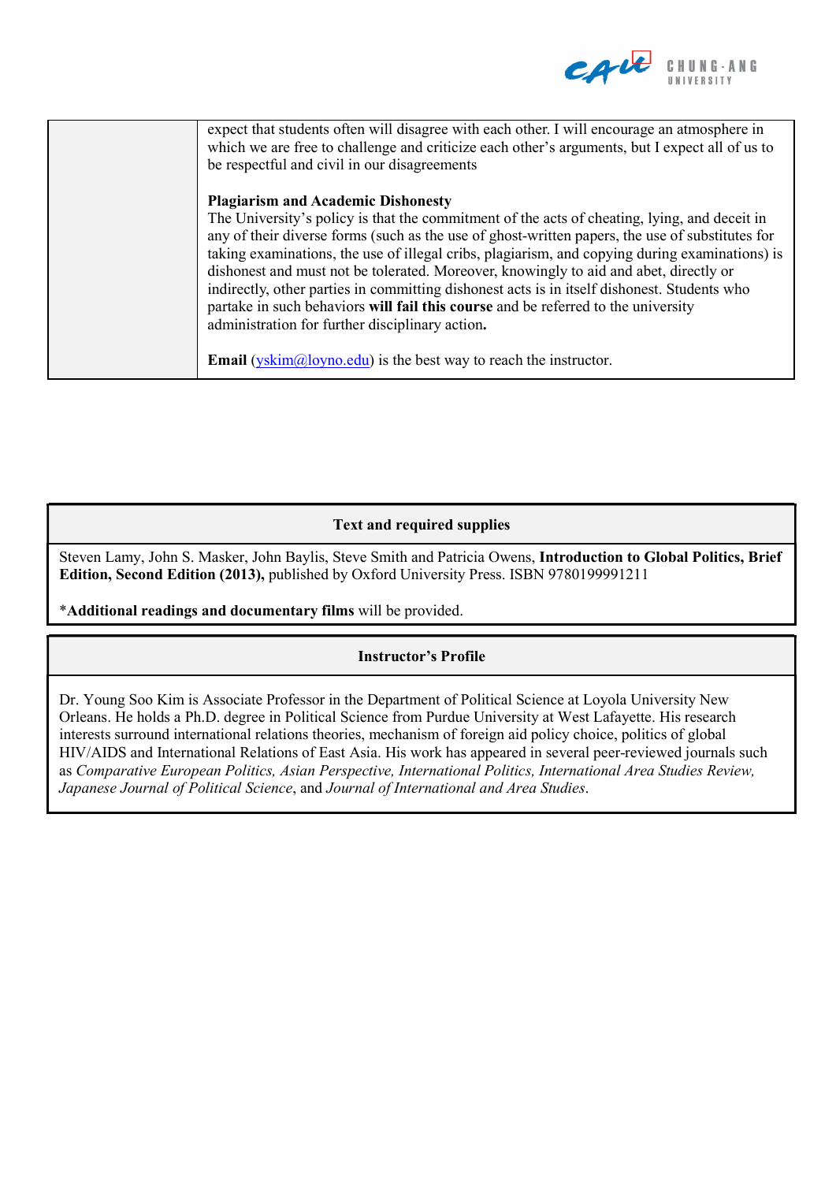| | expect that students often will disagree with each other. I will encourage an atmosphere in which we are free to challenge and criticize each other's arguments, but I expect all of us to be respectful and civil in our disagreements<br><br>**Plagiarism and Academic Dishonesty**<br>The University's policy is that the commitment of the acts of cheating, lying, and deceit in any of their diverse forms (such as the use of ghost-written papers, the use of substitutes for taking examinations, the use of illegal cribs, plagiarism, and copying during examinations) is dishonest and must not be tolerated. Moreover, knowingly to aid and abet, directly or indirectly, other parties in committing dishonest acts is in itself dishonest. Students who partake in such behaviors **will fail this course** and be referred to the university administration for further disciplinary action**.**<br><br>**Email** (yskim@loyno.edu) is the best way to reach the instructor. |
|---|---|

| Text and required supplies |
|---|
| Steven Lamy, John S. Masker, John Baylis, Steve Smith and Patricia Owens, **Introduction to Global Politics, Brief Edition, Second Edition (2013),** published by Oxford University Press. ISBN 9780199991211<br><br>\***Additional readings and documentary films** will be provided. |

| Instructor's Profile |
|---|
| Dr. Young Soo Kim is Associate Professor in the Department of Political Science at Loyola University New Orleans. He holds a Ph.D. degree in Political Science from Purdue University at West Lafayette. His research interests surround international relations theories, mechanism of foreign aid policy choice, politics of global HIV/AIDS and International Relations of East Asia. His work has appeared in several peer-reviewed journals such as *Comparative European Politics, Asian Perspective, International Politics, International Area Studies Review, Japanese Journal of Political Science*, and *Journal of International and Area Studies*. |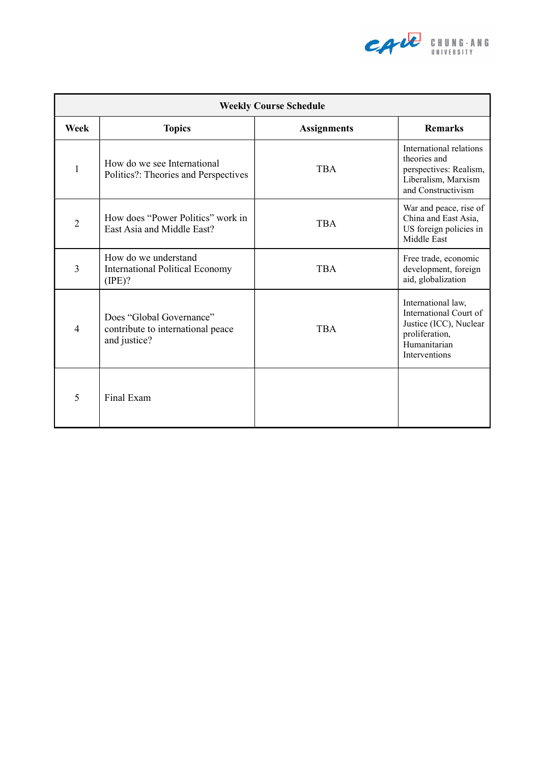| Weekly Course Schedule | | | |
|---|---|---|---|
| **Week** | **Topics** | **Assignments** | **Remarks** |
| 1 | How do we see International Politics?: Theories and Perspectives | TBA | International relations theories and perspectives: Realism, Liberalism, Marxism and Constructivism |
| 2 | How does "Power Politics" work in East Asia and Middle East? | TBA | War and peace, rise of China and East Asia, US foreign policies in Middle East |
| 3 | How do we understand International Political Economy (IPE)? | TBA | Free trade, economic development, foreign aid, globalization |
| 4 | Does "Global Governance" contribute to international peace and justice? | TBA | International law, International Court of Justice (ICC), Nuclear proliferation, Humanitarian Interventions |
| 5 | Final Exam | | |